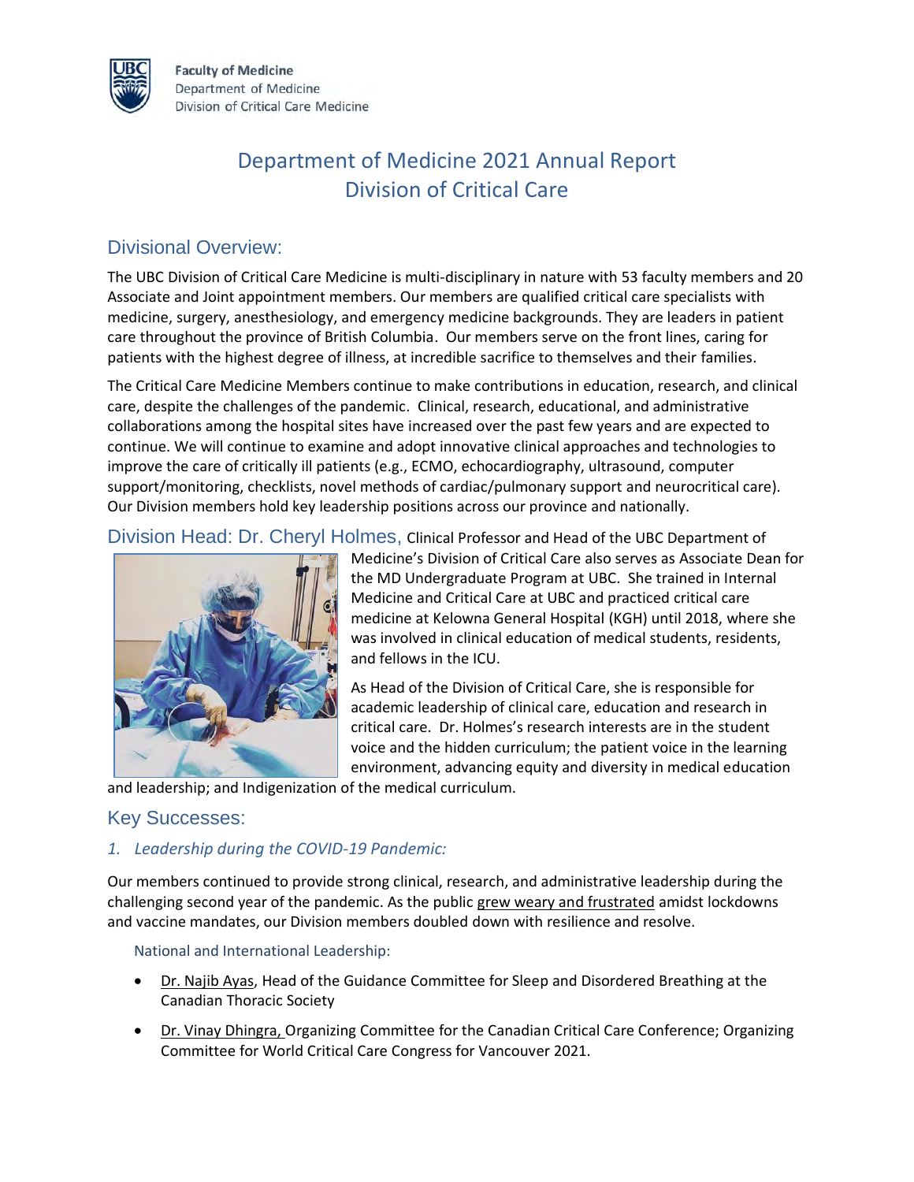Faculty of Medicine
Department of Medicine
Division of Critical Care Medicine

# Department of Medicine 2021 Annual Report
# Division of Critical Care

## Divisional Overview:

The UBC Division of Critical Care Medicine is multi-disciplinary in nature with 53 faculty members and 20 Associate and Joint appointment members. Our members are qualified critical care specialists with medicine, surgery, anesthesiology, and emergency medicine backgrounds. They are leaders in patient care throughout the province of British Columbia. Our members serve on the front lines, caring for patients with the highest degree of illness, at incredible sacrifice to themselves and their families.

The Critical Care Medicine Members continue to make contributions in education, research, and clinical care, despite the challenges of the pandemic. Clinical, research, educational, and administrative collaborations among the hospital sites have increased over the past few years and are expected to continue. We will continue to examine and adopt innovative clinical approaches and technologies to improve the care of critically ill patients (e.g., ECMO, echocardiography, ultrasound, computer support/monitoring, checklists, novel methods of cardiac/pulmonary support and neurocritical care). Our Division members hold key leadership positions across our province and nationally.

## Division Head: Dr. Cheryl Holmes,

Clinical Professor and Head of the UBC Department of Medicine's Division of Critical Care also serves as Associate Dean for the MD Undergraduate Program at UBC. She trained in Internal Medicine and Critical Care at UBC and practiced critical care medicine at Kelowna General Hospital (KGH) until 2018, where she was involved in clinical education of medical students, residents, and fellows in the ICU.

As Head of the Division of Critical Care, she is responsible for academic leadership of clinical care, education and research in critical care. Dr. Holmes's research interests are in the student voice and the hidden curriculum; the patient voice in the learning environment, advancing equity and diversity in medical education and leadership; and Indigenization of the medical curriculum.

## Key Successes:

### *1. Leadership during the COVID-19 Pandemic:*

Our members continued to provide strong clinical, research, and administrative leadership during the challenging second year of the pandemic. As the public grew weary and frustrated amidst lockdowns and vaccine mandates, our Division members doubled down with resilience and resolve.

#### National and International Leadership:

- Dr. Najib Ayas, Head of the Guidance Committee for Sleep and Disordered Breathing at the Canadian Thoracic Society
- Dr. Vinay Dhingra, Organizing Committee for the Canadian Critical Care Conference; Organizing Committee for World Critical Care Congress for Vancouver 2021.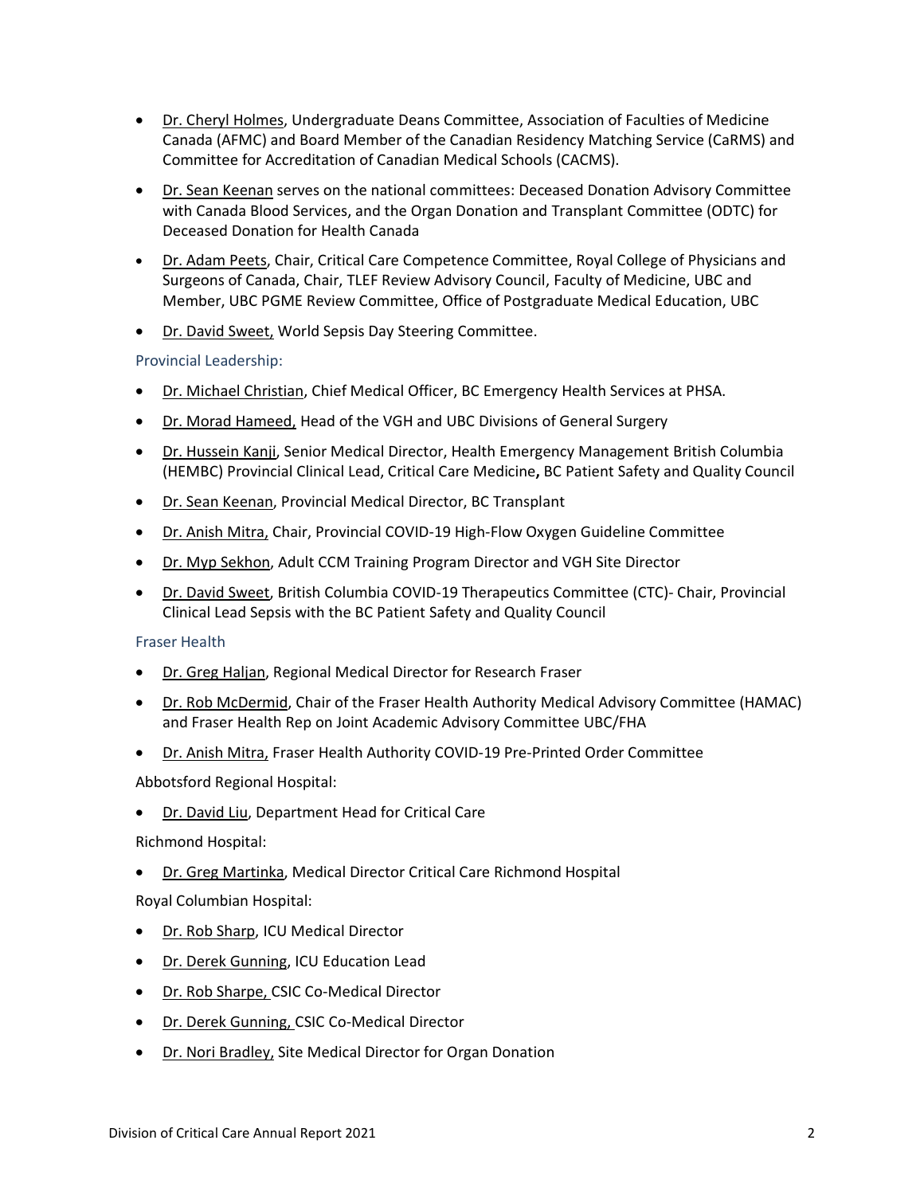- Dr. Cheryl Holmes, Undergraduate Deans Committee, Association of Faculties of Medicine Canada (AFMC) and Board Member of the Canadian Residency Matching Service (CaRMS) and Committee for Accreditation of Canadian Medical Schools (CACMS).
- Dr. Sean Keenan serves on the national committees: Deceased Donation Advisory Committee with Canada Blood Services, and the Organ Donation and Transplant Committee (ODTC) for Deceased Donation for Health Canada
- Dr. Adam Peets, Chair, Critical Care Competence Committee, Royal College of Physicians and Surgeons of Canada, Chair, TLEF Review Advisory Council, Faculty of Medicine, UBC and Member, UBC PGME Review Committee, Office of Postgraduate Medical Education, UBC
- Dr. David Sweet, World Sepsis Day Steering Committee.

### Provincial Leadership:

- Dr. Michael Christian, Chief Medical Officer, BC Emergency Health Services at PHSA.
- Dr. Morad Hameed, Head of the VGH and UBC Divisions of General Surgery
- Dr. Hussein Kanji, Senior Medical Director, Health Emergency Management British Columbia (HEMBC) Provincial Clinical Lead, Critical Care Medicine**,** BC Patient Safety and Quality Council
- Dr. Sean Keenan, Provincial Medical Director, BC Transplant
- Dr. Anish Mitra, Chair, Provincial COVID-19 High-Flow Oxygen Guideline Committee
- Dr. Myp Sekhon, Adult CCM Training Program Director and VGH Site Director
- Dr. David Sweet, British Columbia COVID-19 Therapeutics Committee (CTC)- Chair, Provincial Clinical Lead Sepsis with the BC Patient Safety and Quality Council

### Fraser Health

- Dr. Greg Haljan, Regional Medical Director for Research Fraser
- Dr. Rob McDermid, Chair of the Fraser Health Authority Medical Advisory Committee (HAMAC) and Fraser Health Rep on Joint Academic Advisory Committee UBC/FHA
- Dr. Anish Mitra, Fraser Health Authority COVID-19 Pre-Printed Order Committee

Abbotsford Regional Hospital:

- Dr. David Liu, Department Head for Critical Care

Richmond Hospital:

- Dr. Greg Martinka, Medical Director Critical Care Richmond Hospital

Royal Columbian Hospital:

- Dr. Rob Sharp, ICU Medical Director
- Dr. Derek Gunning, ICU Education Lead
- Dr. Rob Sharpe, CSIC Co-Medical Director
- Dr. Derek Gunning, CSIC Co-Medical Director
- Dr. Nori Bradley, Site Medical Director for Organ Donation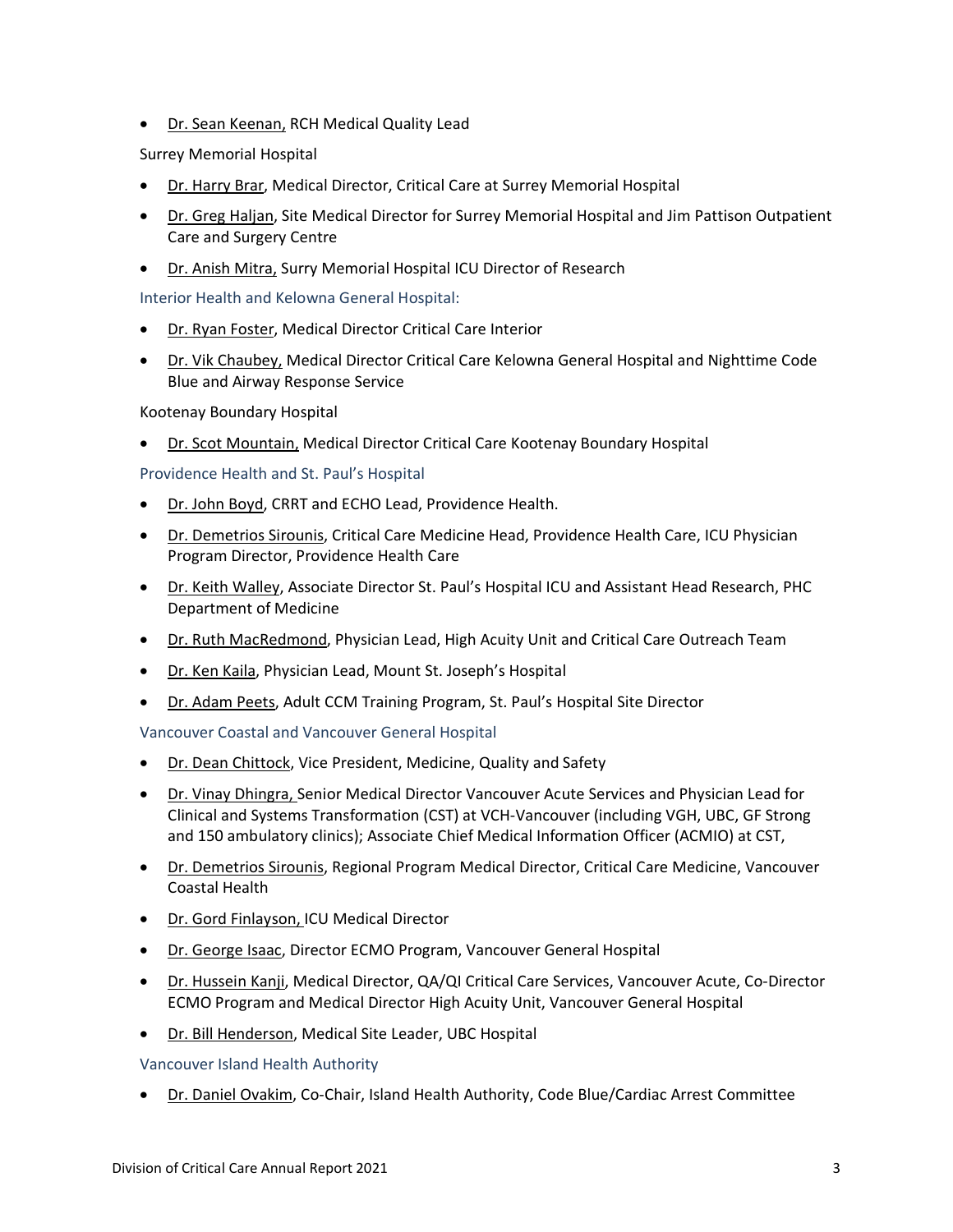- Dr. Sean Keenan, RCH Medical Quality Lead

Surrey Memorial Hospital

- Dr. Harry Brar, Medical Director, Critical Care at Surrey Memorial Hospital
- Dr. Greg Haljan, Site Medical Director for Surrey Memorial Hospital and Jim Pattison Outpatient Care and Surgery Centre
- Dr. Anish Mitra, Surry Memorial Hospital ICU Director of Research

Interior Health and Kelowna General Hospital:

- Dr. Ryan Foster, Medical Director Critical Care Interior
- Dr. Vik Chaubey, Medical Director Critical Care Kelowna General Hospital and Nighttime Code Blue and Airway Response Service

Kootenay Boundary Hospital

- Dr. Scot Mountain, Medical Director Critical Care Kootenay Boundary Hospital

Providence Health and St. Paul's Hospital

- Dr. John Boyd, CRRT and ECHO Lead, Providence Health.
- Dr. Demetrios Sirounis, Critical Care Medicine Head, Providence Health Care, ICU Physician Program Director, Providence Health Care
- Dr. Keith Walley, Associate Director St. Paul's Hospital ICU and Assistant Head Research, PHC Department of Medicine
- Dr. Ruth MacRedmond, Physician Lead, High Acuity Unit and Critical Care Outreach Team
- Dr. Ken Kaila, Physician Lead, Mount St. Joseph's Hospital
- Dr. Adam Peets, Adult CCM Training Program, St. Paul's Hospital Site Director

Vancouver Coastal and Vancouver General Hospital

- Dr. Dean Chittock, Vice President, Medicine, Quality and Safety
- Dr. Vinay Dhingra, Senior Medical Director Vancouver Acute Services and Physician Lead for Clinical and Systems Transformation (CST) at VCH-Vancouver (including VGH, UBC, GF Strong and 150 ambulatory clinics); Associate Chief Medical Information Officer (ACMIO) at CST,
- Dr. Demetrios Sirounis, Regional Program Medical Director, Critical Care Medicine, Vancouver Coastal Health
- Dr. Gord Finlayson, ICU Medical Director
- Dr. George Isaac, Director ECMO Program, Vancouver General Hospital
- Dr. Hussein Kanji, Medical Director, QA/QI Critical Care Services, Vancouver Acute, Co-Director ECMO Program and Medical Director High Acuity Unit, Vancouver General Hospital
- Dr. Bill Henderson, Medical Site Leader, UBC Hospital

Vancouver Island Health Authority

- Dr. Daniel Ovakim, Co-Chair, Island Health Authority, Code Blue/Cardiac Arrest Committee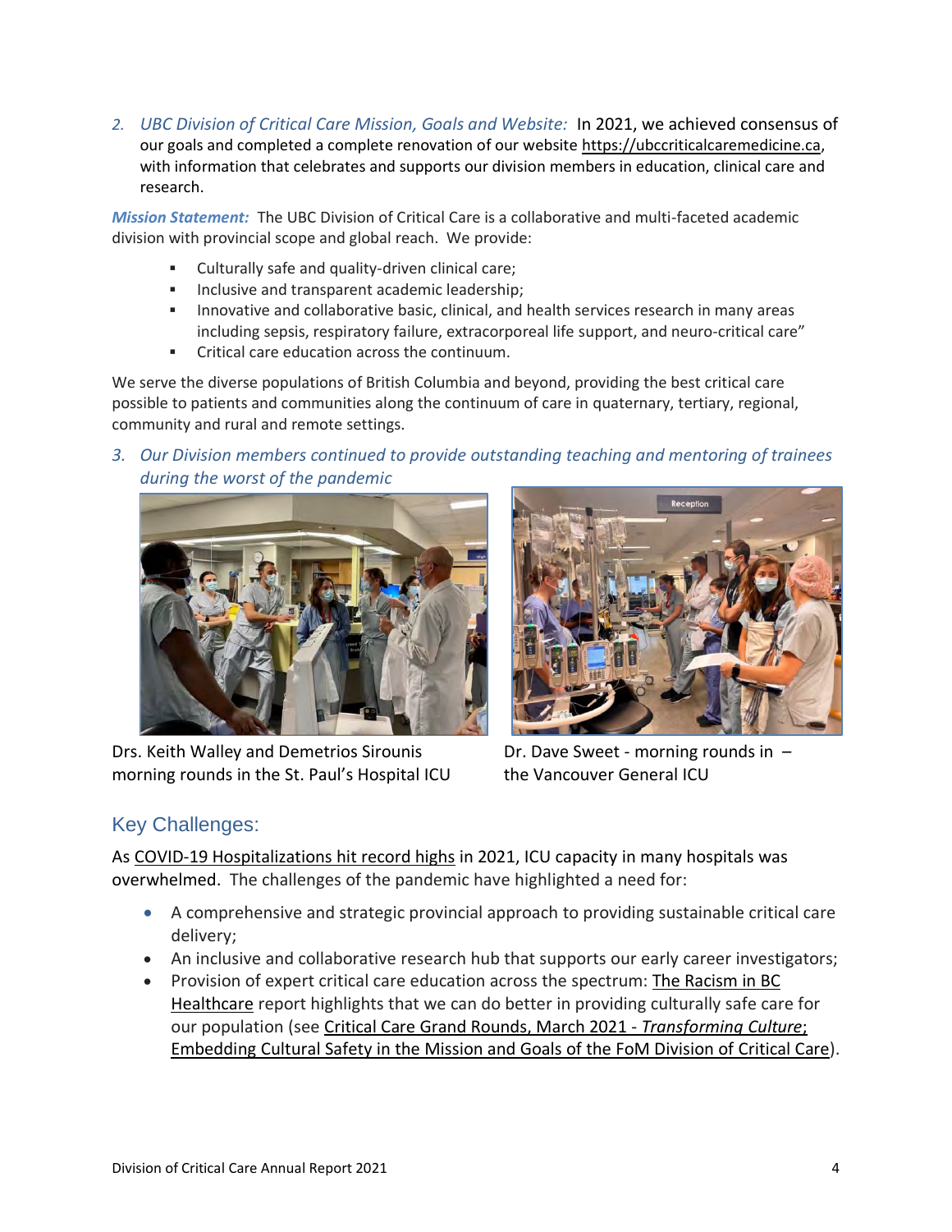2. *UBC Division of Critical Care Mission, Goals and Website:* In 2021, we achieved consensus of our goals and completed a complete renovation of our website https://ubccriticalcaremedicine.ca, with information that celebrates and supports our division members in education, clinical care and research.

***Mission Statement:*** The UBC Division of Critical Care is a collaborative and multi-faceted academic division with provincial scope and global reach. We provide:

- Culturally safe and quality-driven clinical care;
- Inclusive and transparent academic leadership;
- Innovative and collaborative basic, clinical, and health services research in many areas including sepsis, respiratory failure, extracorporeal life support, and neuro-critical care"
- Critical care education across the continuum.

We serve the diverse populations of British Columbia and beyond, providing the best critical care possible to patients and communities along the continuum of care in quaternary, tertiary, regional, community and rural and remote settings.

3. *Our Division members continued to provide outstanding teaching and mentoring of trainees during the worst of the pandemic*

Drs. Keith Walley and Demetrios Sirounis morning rounds in the St. Paul's Hospital ICU

Dr. Dave Sweet - morning rounds in – the Vancouver General ICU

## Key Challenges:

As COVID-19 Hospitalizations hit record highs in 2021, ICU capacity in many hospitals was overwhelmed. The challenges of the pandemic have highlighted a need for:

- A comprehensive and strategic provincial approach to providing sustainable critical care delivery;
- An inclusive and collaborative research hub that supports our early career investigators;
- Provision of expert critical care education across the spectrum: The Racism in BC Healthcare report highlights that we can do better in providing culturally safe care for our population (see Critical Care Grand Rounds, March 2021 - *Transforming Culture*; Embedding Cultural Safety in the Mission and Goals of the FoM Division of Critical Care).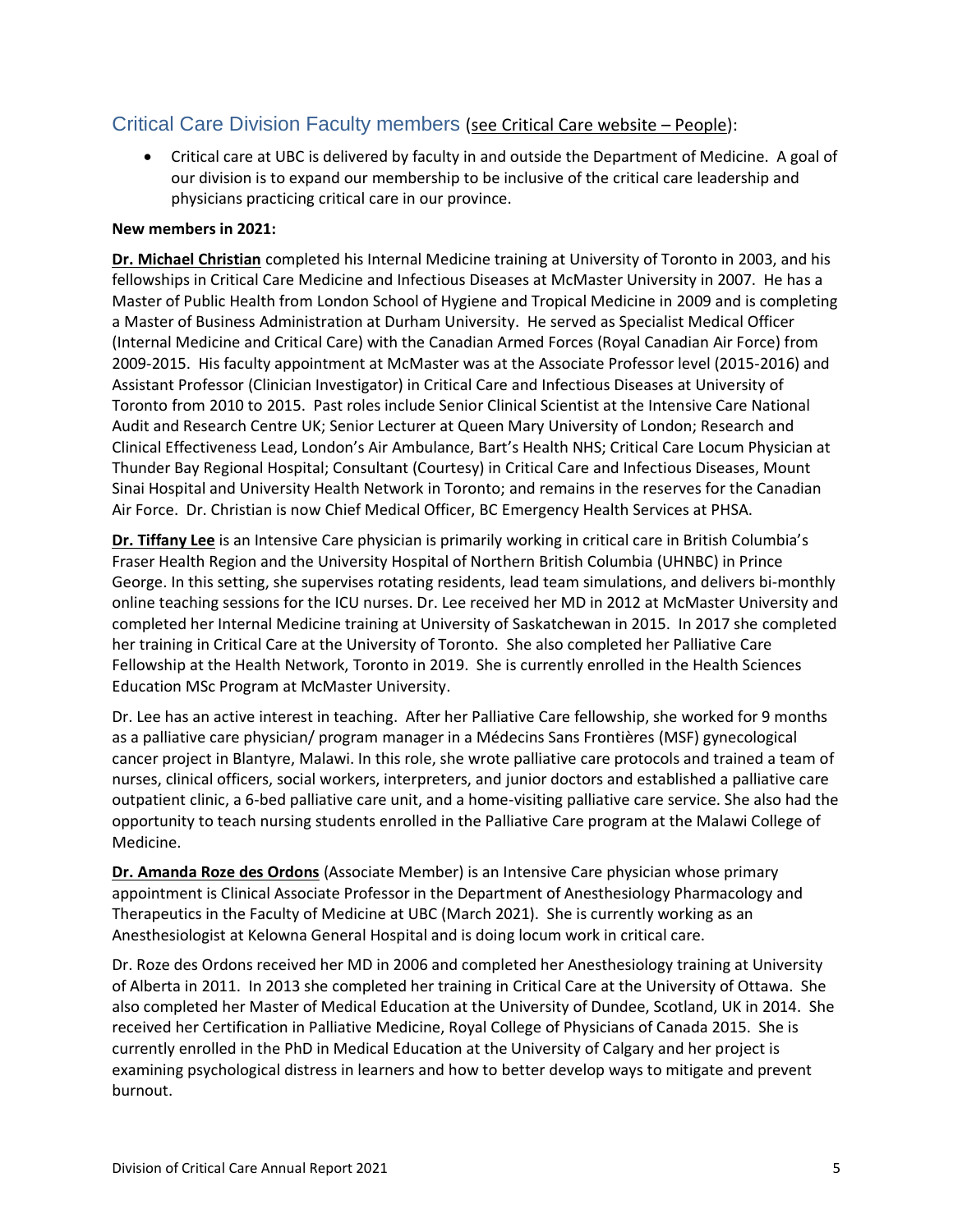## Critical Care Division Faculty members (see Critical Care website – People):

- Critical care at UBC is delivered by faculty in and outside the Department of Medicine. A goal of our division is to expand our membership to be inclusive of the critical care leadership and physicians practicing critical care in our province.

**New members in 2021:**

**Dr. Michael Christian** completed his Internal Medicine training at University of Toronto in 2003, and his fellowships in Critical Care Medicine and Infectious Diseases at McMaster University in 2007. He has a Master of Public Health from London School of Hygiene and Tropical Medicine in 2009 and is completing a Master of Business Administration at Durham University. He served as Specialist Medical Officer (Internal Medicine and Critical Care) with the Canadian Armed Forces (Royal Canadian Air Force) from 2009-2015. His faculty appointment at McMaster was at the Associate Professor level (2015-2016) and Assistant Professor (Clinician Investigator) in Critical Care and Infectious Diseases at University of Toronto from 2010 to 2015. Past roles include Senior Clinical Scientist at the Intensive Care National Audit and Research Centre UK; Senior Lecturer at Queen Mary University of London; Research and Clinical Effectiveness Lead, London's Air Ambulance, Bart's Health NHS; Critical Care Locum Physician at Thunder Bay Regional Hospital; Consultant (Courtesy) in Critical Care and Infectious Diseases, Mount Sinai Hospital and University Health Network in Toronto; and remains in the reserves for the Canadian Air Force. Dr. Christian is now Chief Medical Officer, BC Emergency Health Services at PHSA.

**Dr. Tiffany Lee** is an Intensive Care physician is primarily working in critical care in British Columbia's Fraser Health Region and the University Hospital of Northern British Columbia (UHNBC) in Prince George. In this setting, she supervises rotating residents, lead team simulations, and delivers bi-monthly online teaching sessions for the ICU nurses. Dr. Lee received her MD in 2012 at McMaster University and completed her Internal Medicine training at University of Saskatchewan in 2015. In 2017 she completed her training in Critical Care at the University of Toronto. She also completed her Palliative Care Fellowship at the Health Network, Toronto in 2019. She is currently enrolled in the Health Sciences Education MSc Program at McMaster University.

Dr. Lee has an active interest in teaching. After her Palliative Care fellowship, she worked for 9 months as a palliative care physician/ program manager in a Médecins Sans Frontières (MSF) gynecological cancer project in Blantyre, Malawi. In this role, she wrote palliative care protocols and trained a team of nurses, clinical officers, social workers, interpreters, and junior doctors and established a palliative care outpatient clinic, a 6-bed palliative care unit, and a home-visiting palliative care service. She also had the opportunity to teach nursing students enrolled in the Palliative Care program at the Malawi College of Medicine.

**Dr. Amanda Roze des Ordons** (Associate Member) is an Intensive Care physician whose primary appointment is Clinical Associate Professor in the Department of Anesthesiology Pharmacology and Therapeutics in the Faculty of Medicine at UBC (March 2021). She is currently working as an Anesthesiologist at Kelowna General Hospital and is doing locum work in critical care.

Dr. Roze des Ordons received her MD in 2006 and completed her Anesthesiology training at University of Alberta in 2011. In 2013 she completed her training in Critical Care at the University of Ottawa. She also completed her Master of Medical Education at the University of Dundee, Scotland, UK in 2014. She received her Certification in Palliative Medicine, Royal College of Physicians of Canada 2015. She is currently enrolled in the PhD in Medical Education at the University of Calgary and her project is examining psychological distress in learners and how to better develop ways to mitigate and prevent burnout.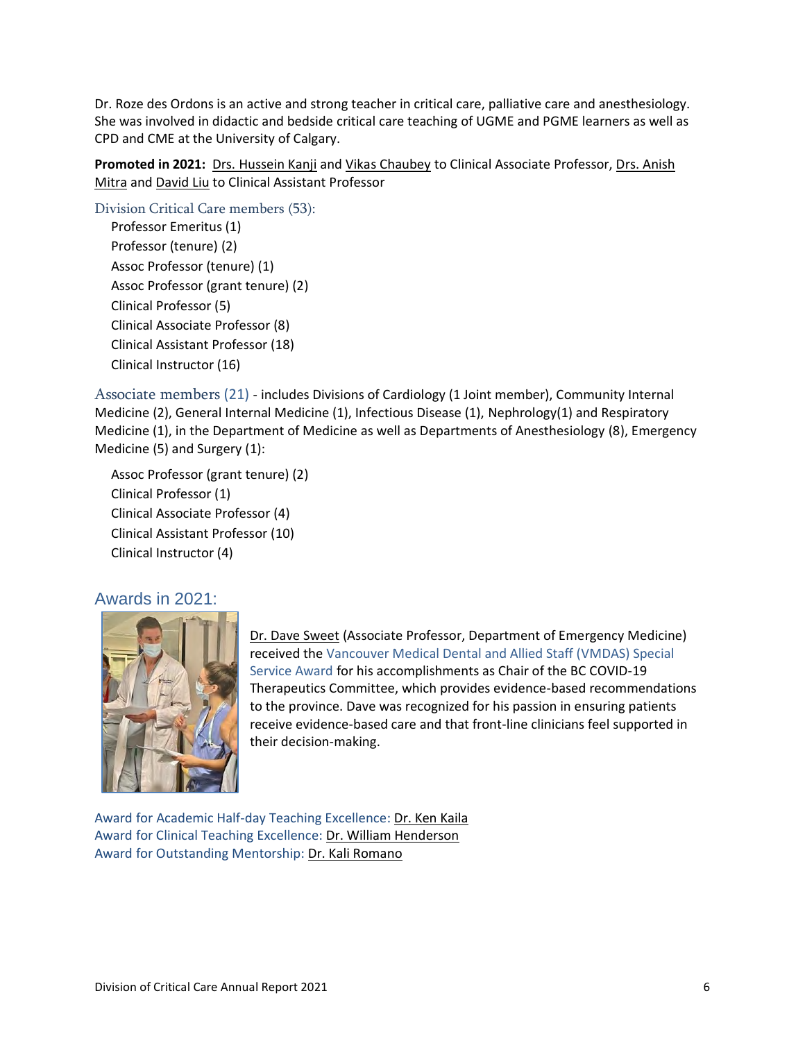Dr. Roze des Ordons is an active and strong teacher in critical care, palliative care and anesthesiology. She was involved in didactic and bedside critical care teaching of UGME and PGME learners as well as CPD and CME at the University of Calgary.

**Promoted in 2021:** Drs. Hussein Kanji and Vikas Chaubey to Clinical Associate Professor, Drs. Anish Mitra and David Liu to Clinical Assistant Professor

### Division Critical Care members (53):

- Professor Emeritus (1)
- Professor (tenure) (2)
- Assoc Professor (tenure) (1)
- Assoc Professor (grant tenure) (2)
- Clinical Professor (5)
- Clinical Associate Professor (8)
- Clinical Assistant Professor (18)
- Clinical Instructor (16)

**Associate members (21)** - includes Divisions of Cardiology (1 Joint member), Community Internal Medicine (2), General Internal Medicine (1), Infectious Disease (1), Nephrology(1) and Respiratory Medicine (1), in the Department of Medicine as well as Departments of Anesthesiology (8), Emergency Medicine (5) and Surgery (1):

- Assoc Professor (grant tenure) (2)
- Clinical Professor (1)
- Clinical Associate Professor (4)
- Clinical Assistant Professor (10)
- Clinical Instructor (4)

## Awards in 2021:

Dr. Dave Sweet (Associate Professor, Department of Emergency Medicine) received the Vancouver Medical Dental and Allied Staff (VMDAS) Special Service Award for his accomplishments as Chair of the BC COVID-19 Therapeutics Committee, which provides evidence-based recommendations to the province. Dave was recognized for his passion in ensuring patients receive evidence-based care and that front-line clinicians feel supported in their decision-making.

Award for Academic Half-day Teaching Excellence: Dr. Ken Kaila
Award for Clinical Teaching Excellence: Dr. William Henderson
Award for Outstanding Mentorship: Dr. Kali Romano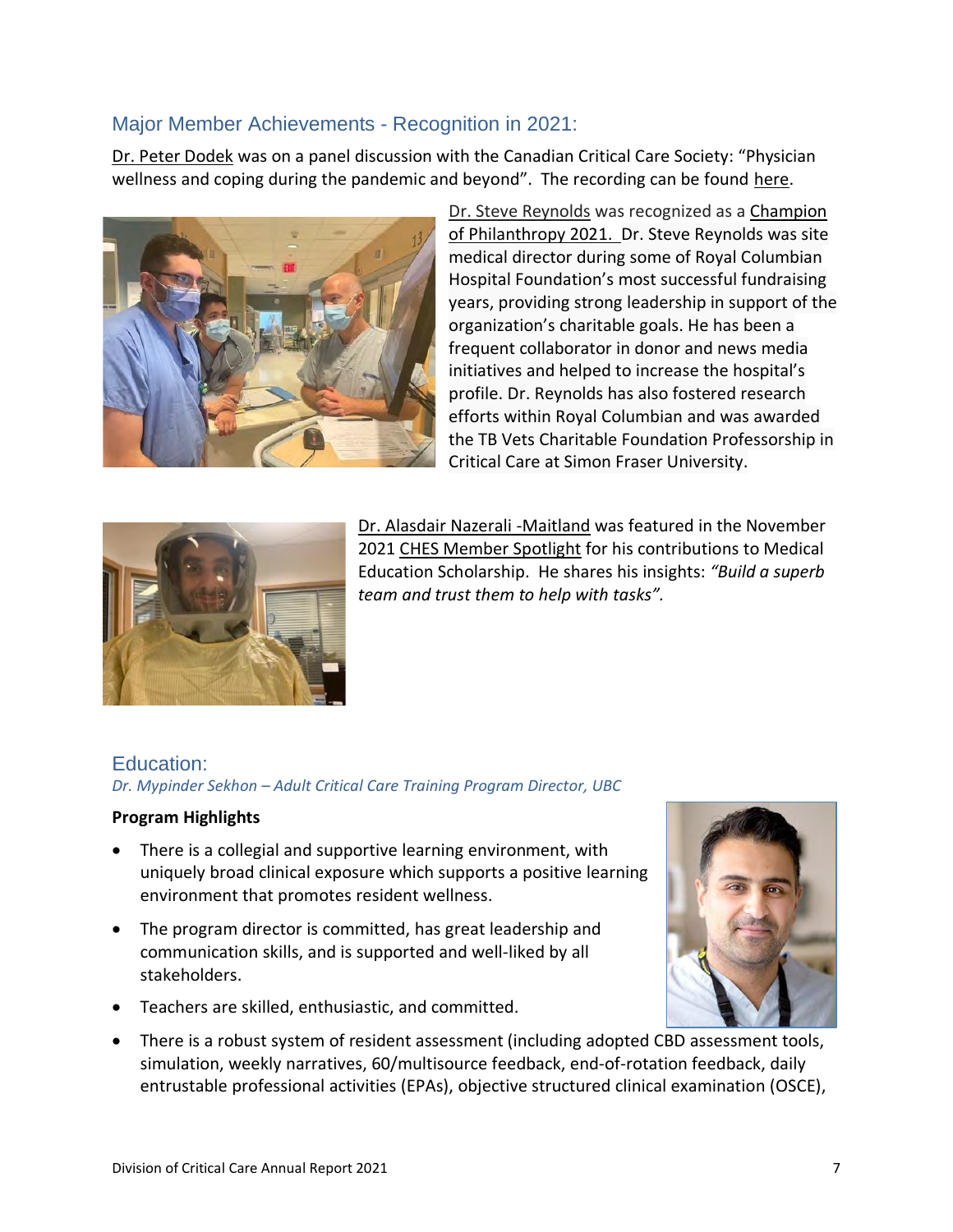## Major Member Achievements - Recognition in 2021:

Dr. Peter Dodek was on a panel discussion with the Canadian Critical Care Society: "Physician wellness and coping during the pandemic and beyond". The recording can be found here.

Dr. Steve Reynolds was recognized as a Champion of Philanthropy 2021. Dr. Steve Reynolds was site medical director during some of Royal Columbian Hospital Foundation's most successful fundraising years, providing strong leadership in support of the organization's charitable goals. He has been a frequent collaborator in donor and news media initiatives and helped to increase the hospital's profile. Dr. Reynolds has also fostered research efforts within Royal Columbian and was awarded the TB Vets Charitable Foundation Professorship in Critical Care at Simon Fraser University.

Dr. Alasdair Nazerali -Maitland was featured in the November 2021 CHES Member Spotlight for his contributions to Medical Education Scholarship. He shares his insights: *"Build a superb team and trust them to help with tasks".*

## Education:

*Dr. Mypinder Sekhon – Adult Critical Care Training Program Director, UBC*

**Program Highlights**

- There is a collegial and supportive learning environment, with uniquely broad clinical exposure which supports a positive learning environment that promotes resident wellness.
- The program director is committed, has great leadership and communication skills, and is supported and well-liked by all stakeholders.
- Teachers are skilled, enthusiastic, and committed.
- There is a robust system of resident assessment (including adopted CBD assessment tools, simulation, weekly narratives, 60/multisource feedback, end-of-rotation feedback, daily entrustable professional activities (EPAs), objective structured clinical examination (OSCE),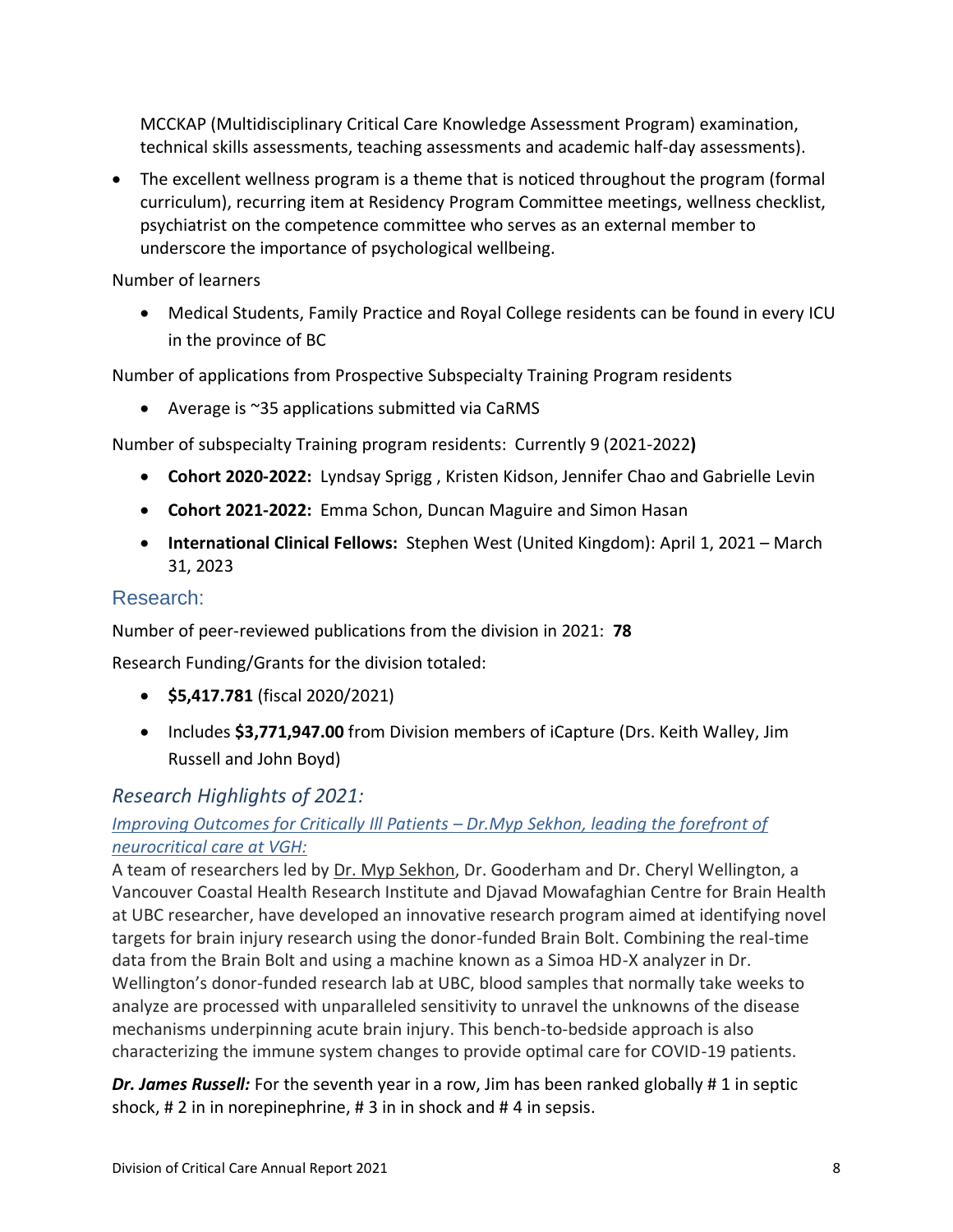MCCKAP (Multidisciplinary Critical Care Knowledge Assessment Program) examination, technical skills assessments, teaching assessments and academic half-day assessments).

- The excellent wellness program is a theme that is noticed throughout the program (formal curriculum), recurring item at Residency Program Committee meetings, wellness checklist, psychiatrist on the competence committee who serves as an external member to underscore the importance of psychological wellbeing.

Number of learners

- Medical Students, Family Practice and Royal College residents can be found in every ICU in the province of BC

Number of applications from Prospective Subspecialty Training Program residents

- Average is ~35 applications submitted via CaRMS

Number of subspecialty Training program residents: Currently 9 (2021-2022**)**

- **Cohort 2020-2022:** Lyndsay Sprigg , Kristen Kidson, Jennifer Chao and Gabrielle Levin
- **Cohort 2021-2022:** Emma Schon, Duncan Maguire and Simon Hasan
- **International Clinical Fellows:** Stephen West (United Kingdom): April 1, 2021 – March 31, 2023

## Research:

Number of peer-reviewed publications from the division in 2021: **78**

Research Funding/Grants for the division totaled:

- **$5,417.781** (fiscal 2020/2021)
- Includes **$3,771,947.00** from Division members of iCapture (Drs. Keith Walley, Jim Russell and John Boyd)

### *Research Highlights of 2021:*

*Improving Outcomes for Critically Ill Patients – Dr.Myp Sekhon, leading the forefront of neurocritical care at VGH:*

A team of researchers led by Dr. Myp Sekhon, Dr. Gooderham and Dr. Cheryl Wellington, a Vancouver Coastal Health Research Institute and Djavad Mowafaghian Centre for Brain Health at UBC researcher, have developed an innovative research program aimed at identifying novel targets for brain injury research using the donor-funded Brain Bolt. Combining the real-time data from the Brain Bolt and using a machine known as a Simoa HD-X analyzer in Dr. Wellington's donor-funded research lab at UBC, blood samples that normally take weeks to analyze are processed with unparalleled sensitivity to unravel the unknowns of the disease mechanisms underpinning acute brain injury. This bench-to-bedside approach is also characterizing the immune system changes to provide optimal care for COVID-19 patients.

***Dr. James Russell:*** For the seventh year in a row, Jim has been ranked globally # 1 in septic shock, # 2 in in norepinephrine, # 3 in in shock and # 4 in sepsis.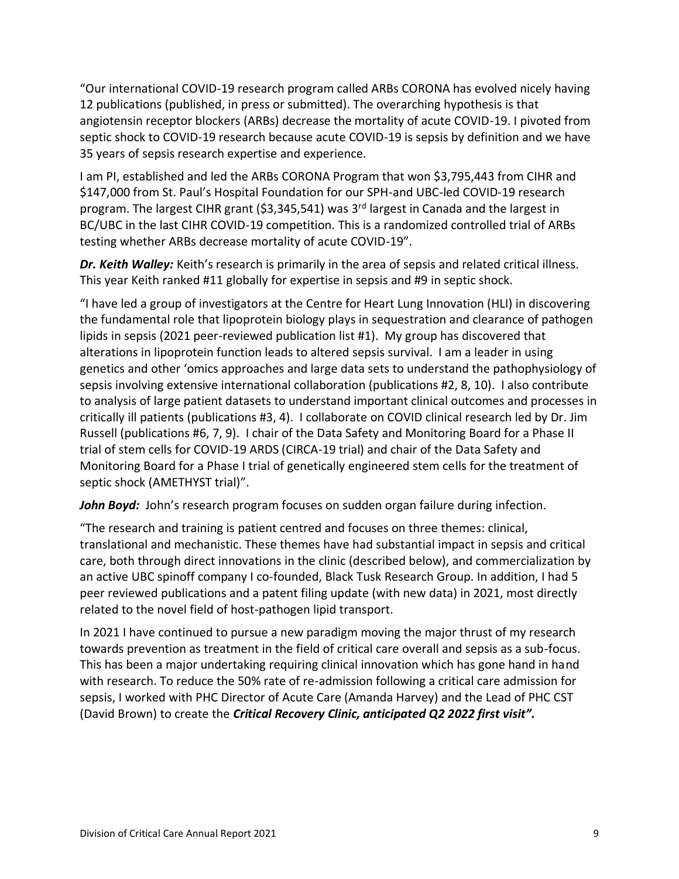"Our international COVID-19 research program called ARBs CORONA has evolved nicely having 12 publications (published, in press or submitted). The overarching hypothesis is that angiotensin receptor blockers (ARBs) decrease the mortality of acute COVID-19. I pivoted from septic shock to COVID-19 research because acute COVID-19 is sepsis by definition and we have 35 years of sepsis research expertise and experience.

I am PI, established and led the ARBs CORONA Program that won $3,795,443 from CIHR and $147,000 from St. Paul's Hospital Foundation for our SPH-and UBC-led COVID-19 research program. The largest CIHR grant ($3,345,541) was 3rd largest in Canada and the largest in BC/UBC in the last CIHR COVID-19 competition. This is a randomized controlled trial of ARBs testing whether ARBs decrease mortality of acute COVID-19".

***Dr. Keith Walley:*** Keith's research is primarily in the area of sepsis and related critical illness. This year Keith ranked #11 globally for expertise in sepsis and #9 in septic shock.

"I have led a group of investigators at the Centre for Heart Lung Innovation (HLI) in discovering the fundamental role that lipoprotein biology plays in sequestration and clearance of pathogen lipids in sepsis (2021 peer-reviewed publication list #1). My group has discovered that alterations in lipoprotein function leads to altered sepsis survival. I am a leader in using genetics and other 'omics approaches and large data sets to understand the pathophysiology of sepsis involving extensive international collaboration (publications #2, 8, 10). I also contribute to analysis of large patient datasets to understand important clinical outcomes and processes in critically ill patients (publications #3, 4). I collaborate on COVID clinical research led by Dr. Jim Russell (publications #6, 7, 9). I chair of the Data Safety and Monitoring Board for a Phase II trial of stem cells for COVID-19 ARDS (CIRCA-19 trial) and chair of the Data Safety and Monitoring Board for a Phase I trial of genetically engineered stem cells for the treatment of septic shock (AMETHYST trial)".

***John Boyd:*** John's research program focuses on sudden organ failure during infection.

"The research and training is patient centred and focuses on three themes: clinical, translational and mechanistic. These themes have had substantial impact in sepsis and critical care, both through direct innovations in the clinic (described below), and commercialization by an active UBC spinoff company I co-founded, Black Tusk Research Group. In addition, I had 5 peer reviewed publications and a patent filing update (with new data) in 2021, most directly related to the novel field of host-pathogen lipid transport.

In 2021 I have continued to pursue a new paradigm moving the major thrust of my research towards prevention as treatment in the field of critical care overall and sepsis as a sub-focus. This has been a major undertaking requiring clinical innovation which has gone hand in hand with research. To reduce the 50% rate of re-admission following a critical care admission for sepsis, I worked with PHC Director of Acute Care (Amanda Harvey) and the Lead of PHC CST (David Brown) to create the ***Critical Recovery Clinic, anticipated Q2 2022 first visit".***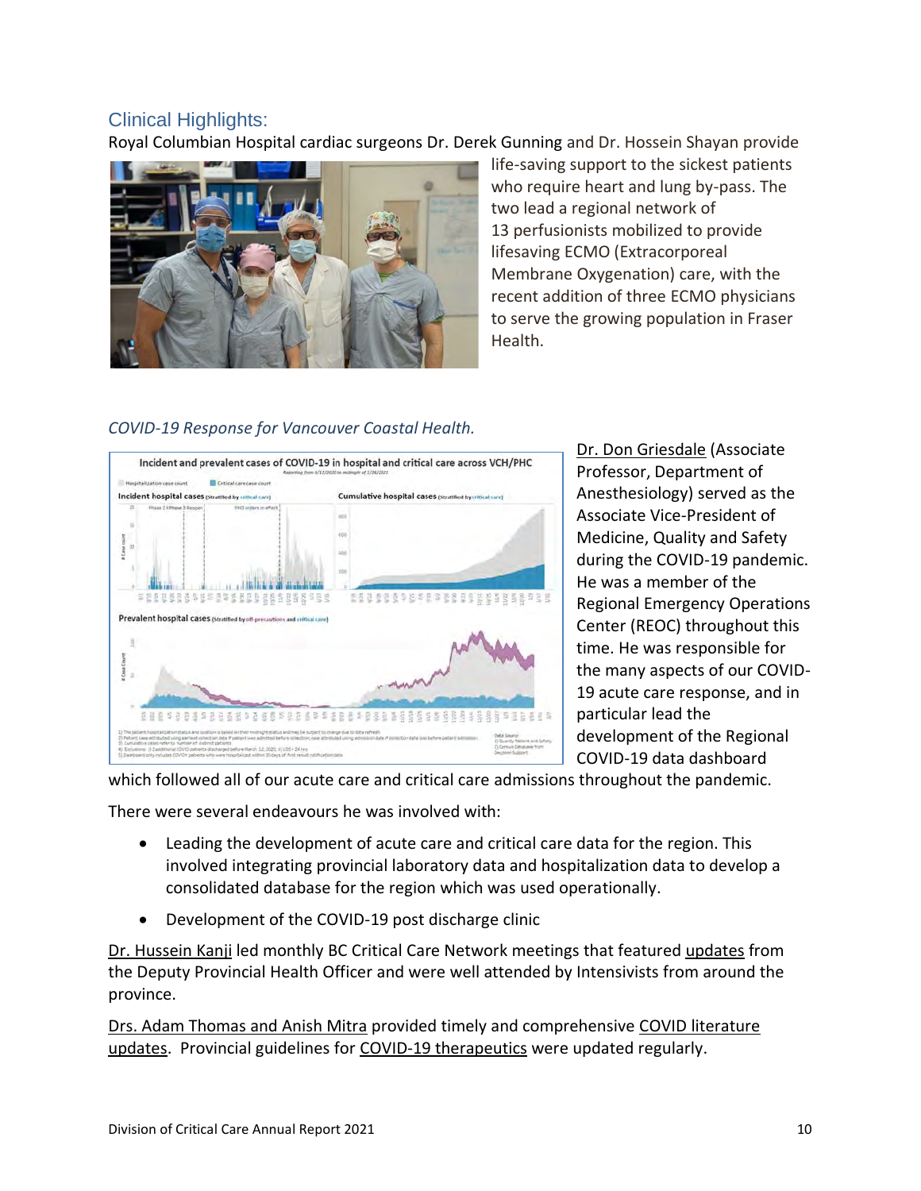## Clinical Highlights:

Royal Columbian Hospital cardiac surgeons Dr. Derek Gunning and Dr. Hossein Shayan provide life-saving support to the sickest patients who require heart and lung by-pass. The two lead a regional network of 13 perfusionists mobilized to provide lifesaving ECMO (Extracorporeal Membrane Oxygenation) care, with the recent addition of three ECMO physicians to serve the growing population in Fraser Health.

*COVID-19 Response for Vancouver Coastal Health.*

Dr. Don Griesdale (Associate Professor, Department of Anesthesiology) served as the Associate Vice-President of Medicine, Quality and Safety during the COVID-19 pandemic. He was a member of the Regional Emergency Operations Center (REOC) throughout this time. He was responsible for the many aspects of our COVID-19 acute care response, and in particular lead the development of the Regional COVID-19 data dashboard which followed all of our acute care and critical care admissions throughout the pandemic.

There were several endeavours he was involved with:

- Leading the development of acute care and critical care data for the region. This involved integrating provincial laboratory data and hospitalization data to develop a consolidated database for the region which was used operationally.
- Development of the COVID-19 post discharge clinic

Dr. Hussein Kanji led monthly BC Critical Care Network meetings that featured updates from the Deputy Provincial Health Officer and were well attended by Intensivists from around the province.

Drs. Adam Thomas and Anish Mitra provided timely and comprehensive COVID literature updates. Provincial guidelines for COVID-19 therapeutics were updated regularly.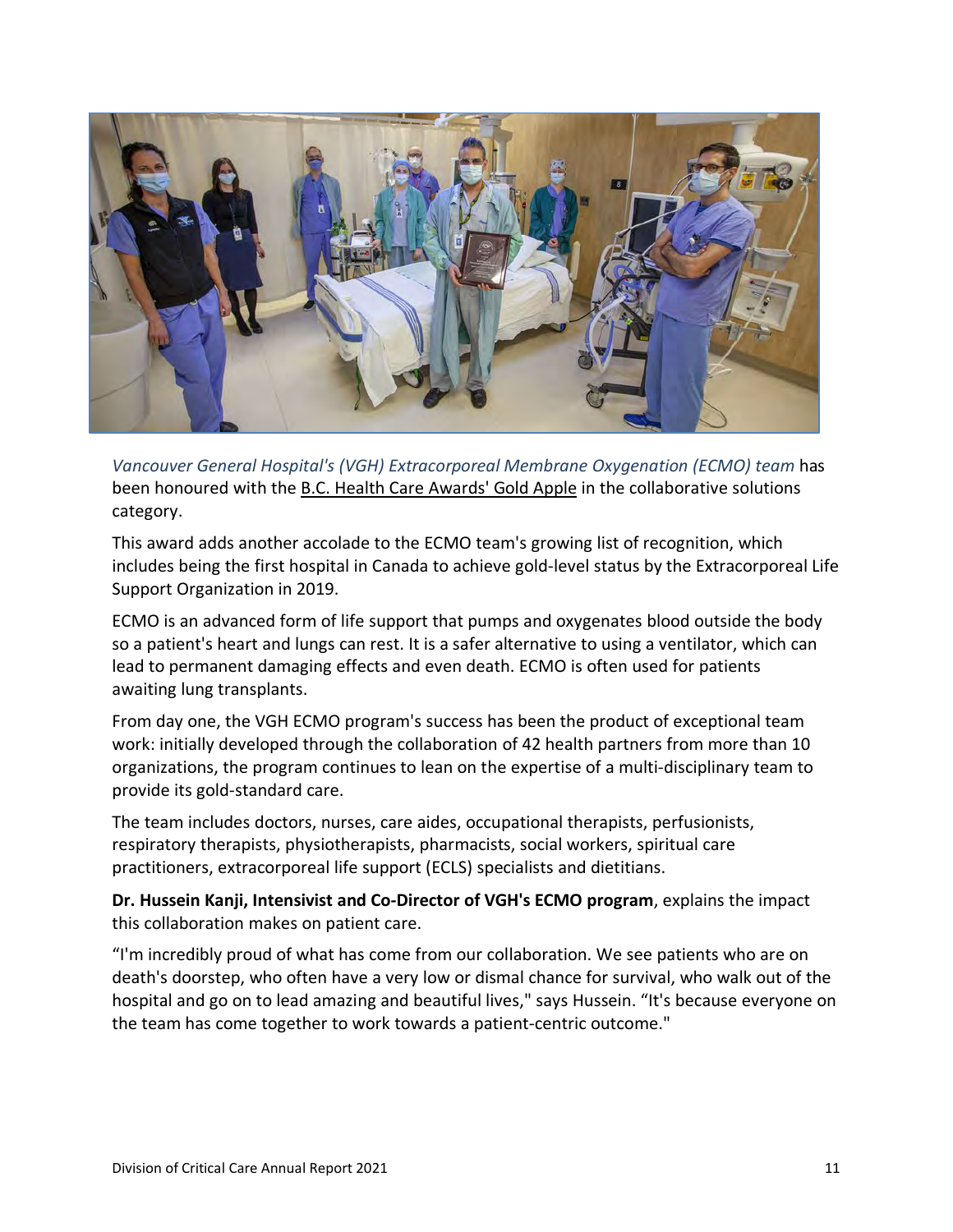*Vancouver General Hospital's (VGH) Extracorporeal Membrane Oxygenation (ECMO) team* has been honoured with the B.C. Health Care Awards' Gold Apple in the collaborative solutions category.

This award adds another accolade to the ECMO team's growing list of recognition, which includes being the first hospital in Canada to achieve gold-level status by the Extracorporeal Life Support Organization in 2019.

ECMO is an advanced form of life support that pumps and oxygenates blood outside the body so a patient's heart and lungs can rest. It is a safer alternative to using a ventilator, which can lead to permanent damaging effects and even death. ECMO is often used for patients awaiting lung transplants.

From day one, the VGH ECMO program's success has been the product of exceptional team work: initially developed through the collaboration of 42 health partners from more than 10 organizations, the program continues to lean on the expertise of a multi-disciplinary team to provide its gold-standard care.

The team includes doctors, nurses, care aides, occupational therapists, perfusionists, respiratory therapists, physiotherapists, pharmacists, social workers, spiritual care practitioners, extracorporeal life support (ECLS) specialists and dietitians.

**Dr. Hussein Kanji, Intensivist and Co-Director of VGH's ECMO program**, explains the impact this collaboration makes on patient care.

"I'm incredibly proud of what has come from our collaboration. We see patients who are on death's doorstep, who often have a very low or dismal chance for survival, who walk out of the hospital and go on to lead amazing and beautiful lives," says Hussein. "It's because everyone on the team has come together to work towards a patient-centric outcome."